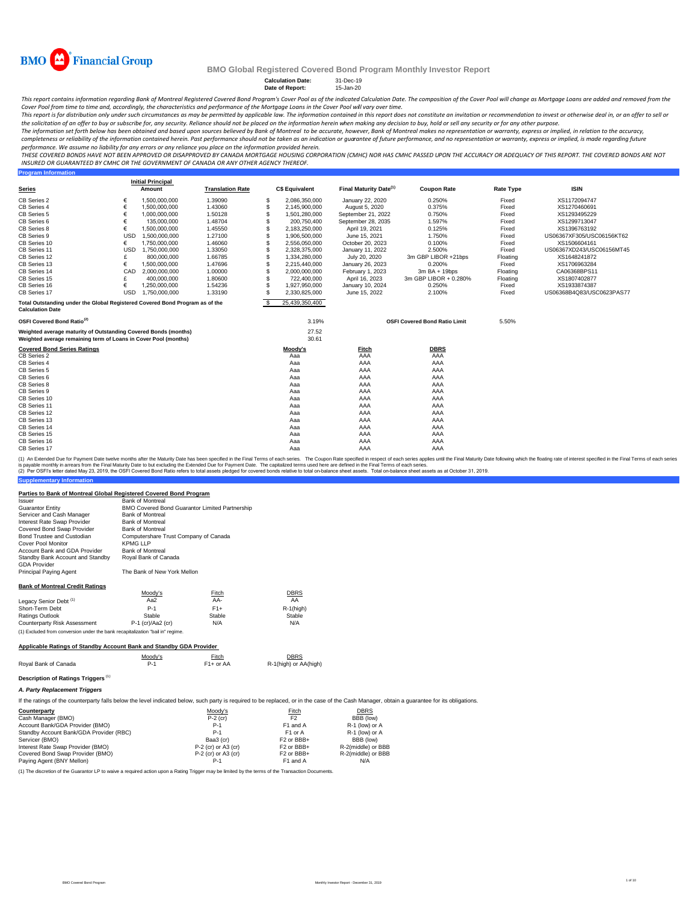# BMO Global Registered Covered Bond Program Monthly Investor Report

**Calculation Date:** 31-Dec-19
**Date of Report:** 15-Jan-20

*This report contains information regarding Bank of Montreal Registered Covered Bond Program's Cover Pool as of the indicated Calculation Date. The composition of the Cover Pool will change as Mortgage Loans are added and removed from the Cover Pool from time to time and, accordingly, the characteristics and performance of the Mortgage Loans in the Cover Pool will vary over time.*

*This report is for distribution only under such circumstances as may be permitted by applicable law. The information contained in this report does not constitute an invitation or recommendation to invest or otherwise deal in, or an offer to sell or the solicitation of an offer to buy or subscribe for, any security. Reliance should not be placed on the information herein when making any decision to buy, hold or sell any security or for any other purpose.*

*The information set forth below has been obtained and based upon sources believed by Bank of Montreal to be accurate, however, Bank of Montreal makes no representation or warranty, express or implied, in relation to the accuracy, completeness or reliability of the information contained herein. Past performance should not be taken as an indication or guarantee of future performance, and no representation or warranty, express or implied, is made regarding future performance. We assume no liability for any errors or any reliance you place on the information provided herein.*

*THESE COVERED BONDS HAVE NOT BEEN APPROVED OR DISAPPROVED BY CANADA MORTGAGE HOUSING CORPORATION (CMHC) NOR HAS CMHC PASSED UPON THE ACCURACY OR ADEQUACY OF THIS REPORT. THE COVERED BONDS ARE NOT INSURED OR GUARANTEED BY CMHC OR THE GOVERNMENT OF CANADA OR ANY OTHER AGENCY THEREOF.*

## Program Information

| Series | | Initial Principal Amount | Translation Rate | | C$ Equivalent | Final Maturity Date[1] | Coupon Rate | Rate Type | ISIN |
|---|---|---|---|---|---|---|---|---|---|
| CB Series 2 | € | 1,500,000,000 | 1.39090 | $ | 2,086,350,000 | January 22, 2020 | 0.250% | Fixed | XS1172094747 |
| CB Series 4 | € | 1,500,000,000 | 1.43060 | $ | 2,145,900,000 | August 5, 2020 | 0.375% | Fixed | XS1270460691 |
| CB Series 5 | € | 1,000,000,000 | 1.50128 | $ | 1,501,280,000 | September 21, 2022 | 0.750% | Fixed | XS1293495229 |
| CB Series 6 | € | 135,000,000 | 1.48704 | $ | 200,750,400 | September 28, 2035 | 1.597% | Fixed | XS1299713047 |
| CB Series 8 | € | 1,500,000,000 | 1.45550 | $ | 2,183,250,000 | April 19, 2021 | 0.125% | Fixed | XS1396763192 |
| CB Series 9 | USD | 1,500,000,000 | 1.27100 | $ | 1,906,500,000 | June 15, 2021 | 1.750% | Fixed | US06367XF305/USC06156KT62 |
| CB Series 10 | € | 1,750,000,000 | 1.46060 | $ | 2,556,050,000 | October 20, 2023 | 0.100% | Fixed | XS1506604161 |
| CB Series 11 | USD | 1,750,000,000 | 1.33050 | $ | 2,328,375,000 | January 11, 2022 | 2.500% | Fixed | US06367XD243/USC06156MT45 |
| CB Series 12 | £ | 800,000,000 | 1.66785 | $ | 1,334,280,000 | July 20, 2020 | 3m GBP LIBOR +21bps | Floating | XS1648241872 |
| CB Series 13 | € | 1,500,000,000 | 1.47696 | $ | 2,215,440,000 | January 26, 2023 | 0.200% | Fixed | XS1706963284 |
| CB Series 14 | CAD | 2,000,000,000 | 1.00000 | $ | 2,000,000,000 | February 1, 2023 | 3m BA + 19bps | Floating | CA06368BPS11 |
| CB Series 15 | £ | 400,000,000 | 1.80600 | $ | 722,400,000 | April 16, 2023 | 3m GBP LIBOR + 0.280% | Floating | XS1807402877 |
| CB Series 16 | € | 1,250,000,000 | 1.54236 | $ | 1,927,950,000 | January 10, 2024 | 0.250% | Fixed | XS1933874387 |
| CB Series 17 | USD | 1,750,000,000 | 1.33190 | $ | 2,330,825,000 | June 15, 2022 | 2.100% | Fixed | US06368B4Q83/USC0623PAS77 |

| | | |
|---|---|---|
| Total Outstanding under the Global Registered Covered Bond Program as of the Calculation Date | $ | 25,439,350,400 |

| | | | |
|---|---|---|---|
| OSFI Covered Bond Ratio[2] | 3.19% | OSFI Covered Bond Ratio Limit | 5.50% |
| Weighted average maturity of Outstanding Covered Bonds (months) | 27.52 | | |
| Weighted average remaining term of Loans in Cover Pool (months) | 30.61 | | |

| Covered Bond Series Ratings | Moody's | Fitch | DBRS |
|---|---|---|---|
| CB Series 2 | Aaa | AAA | AAA |
| CB Series 4 | Aaa | AAA | AAA |
| CB Series 5 | Aaa | AAA | AAA |
| CB Series 6 | Aaa | AAA | AAA |
| CB Series 8 | Aaa | AAA | AAA |
| CB Series 9 | Aaa | AAA | AAA |
| CB Series 10 | Aaa | AAA | AAA |
| CB Series 11 | Aaa | AAA | AAA |
| CB Series 12 | Aaa | AAA | AAA |
| CB Series 13 | Aaa | AAA | AAA |
| CB Series 14 | Aaa | AAA | AAA |
| CB Series 15 | Aaa | AAA | AAA |
| CB Series 16 | Aaa | AAA | AAA |
| CB Series 17 | Aaa | AAA | AAA |

(1) An Extended Due for Payment Date twelve months after the Maturity Date has been specified in the Final Terms of each series. The Coupon Rate specified in respect of each series applies until the Final Maturity Date following which the floating rate of interest specified in the Final Terms of each series is payable monthly in arrears from the Final Maturity Date to but excluding the Extended Due for Payment Date. The capitalized terms used here are defined in the Final Terms of each series.
(2) Per OSFI's letter dated May 23, 2019, the OSFI Covered Bond Ratio refers to total assets pledged for covered bonds relative to total on-balance sheet assets. Total on-balance sheet assets as at October 31, 2019.

## Supplementary Information

### Parties to Bank of Montreal Global Registered Covered Bond Program

| | |
|---|---|
| Issuer | Bank of Montreal |
| Guarantor Entity | BMO Covered Bond Guarantor Limited Partnership |
| Servicer and Cash Manager | Bank of Montreal |
| Interest Rate Swap Provider | Bank of Montreal |
| Covered Bond Swap Provider | Bank of Montreal |
| Bond Trustee and Custodian | Computershare Trust Company of Canada |
| Cover Pool Monitor | KPMG LLP |
| Account Bank and GDA Provider | Bank of Montreal |
| Standby Bank Account and Standby GDA Provider | Royal Bank of Canada |
| Principal Paying Agent | The Bank of New York Mellon |

### Bank of Montreal Credit Ratings

| | Moody's | Fitch | DBRS |
|---|---|---|---|
| Legacy Senior Debt [1] | Aa2 | AA- | AA |
| Short-Term Debt | P-1 | F1+ | R-1(high) |
| Ratings Outlook | Stable | Stable | Stable |
| Counterparty Risk Assessment | P-1 (cr)/Aa2 (cr) | N/A | N/A |

(1) Excluded from conversion under the bank recapitalization "bail in" regime.

### Applicable Ratings of Standby Account Bank and Standby GDA Provider

| | Moody's | Fitch | DBRS |
|---|---|---|---|
| Royal Bank of Canada | P-1 | F1+ or AA | R-1(high) or AA(high) |

### Description of Ratings Triggers [1]

***A. Party Replacement Triggers***

If the ratings of the counterparty falls below the level indicated below, such party is required to be replaced, or in the case of the Cash Manager, obtain a guarantee for its obligations.

| Counterparty | Moody's | Fitch | DBRS |
|---|---|---|---|
| Cash Manager (BMO) | P-2 (cr) | F2 | BBB (low) |
| Account Bank/GDA Provider (BMO) | P-1 | F1 and A | R-1 (low) or A |
| Standby Account Bank/GDA Provider (RBC) | P-1 | F1 or A | R-1 (low) or A |
| Servicer (BMO) | Baa3 (cr) | F2 or BBB+ | BBB (low) |
| Interest Rate Swap Provider (BMO) | P-2 (cr) or A3 (cr) | F2 or BBB+ | R-2(middle) or BBB |
| Covered Bond Swap Provider (BMO) | P-2 (cr) or A3 (cr) | F2 or BBB+ | R-2(middle) or BBB |
| Paying Agent (BNY Mellon) | P-1 | F1 and A | N/A |

(1) The discretion of the Guarantor LP to waive a required action upon a Rating Trigger may be limited by the terms of the Transaction Documents.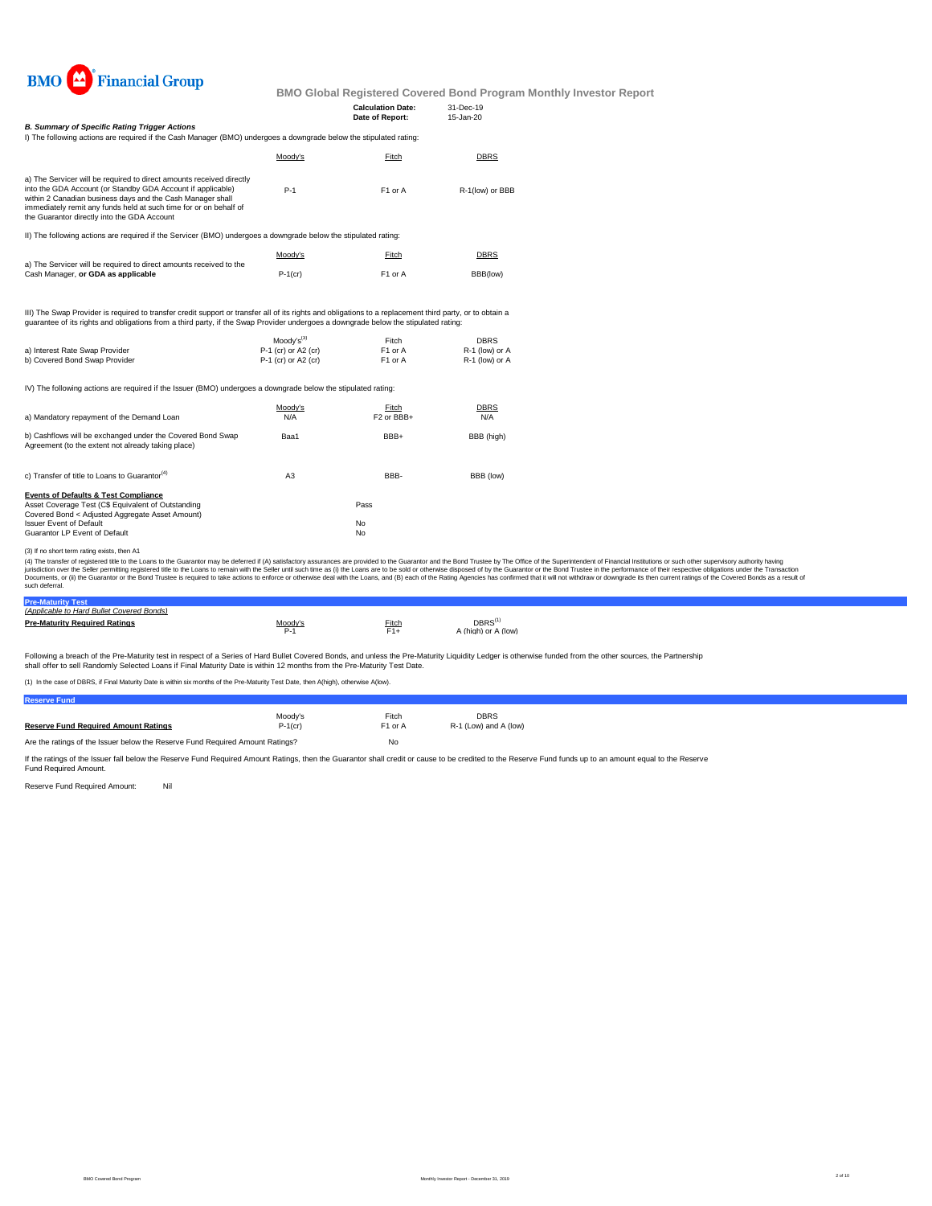BMO Financial Group

**BMO Global Registered Covered Bond Program Monthly Investor Report**

| | |
|---|---|
| **Calculation Date:** | 31-Dec-19 |
| **Date of Report:** | 15-Jan-20 |

***B. Summary of Specific Rating Trigger Actions***

I) The following actions are required if the Cash Manager (BMO) undergoes a downgrade below the stipulated rating:

| | Moody's | Fitch | DBRS |
|---|---|---|---|
| a) The Servicer will be required to direct amounts received directly into the GDA Account (or Standby GDA Account if applicable) within 2 Canadian business days and the Cash Manager shall immediately remit any funds held at such time for or on behalf of the Guarantor directly into the GDA Account | P-1 | F1 or A | R-1(low) or BBB |

II) The following actions are required if the Servicer (BMO) undergoes a downgrade below the stipulated rating:

| | Moody's | Fitch | DBRS |
|---|---|---|---|
| a) The Servicer will be required to direct amounts received to the Cash Manager, **or GDA as applicable** | P-1(cr) | F1 or A | BBB(low) |

III) The Swap Provider is required to transfer credit support or transfer all of its rights and obligations to a replacement third party, or to obtain a guarantee of its rights and obligations from a third party, if the Swap Provider undergoes a downgrade below the stipulated rating:

| | Moody's[3] | Fitch | DBRS |
|---|---|---|---|
| a) Interest Rate Swap Provider | P-1 (cr) or A2 (cr) | F1 or A | R-1 (low) or A |
| b) Covered Bond Swap Provider | P-1 (cr) or A2 (cr) | F1 or A | R-1 (low) or A |

IV) The following actions are required if the Issuer (BMO) undergoes a downgrade below the stipulated rating:

| | Moody's | Fitch | DBRS |
|---|---|---|---|
| a) Mandatory repayment of the Demand Loan | N/A | F2 or BBB+ | N/A |
| b) Cashflows will be exchanged under the Covered Bond Swap Agreement (to the extent not already taking place) | Baa1 | BBB+ | BBB (high) |
| c) Transfer of title to Loans to Guarantor[4] | A3 | BBB- | BBB (low) |

**Events of Defaults & Test Compliance**

| | |
|---|---|
| Asset Coverage Test (C$ Equivalent of Outstanding Covered Bond < Adjusted Aggregate Asset Amount) | Pass |
| Issuer Event of Default | No |
| Guarantor LP Event of Default | No |

(3) If no short term rating exists, then A1

(4) The transfer of registered title to the Loans to the Guarantor may be deferred if (A) satisfactory assurances are provided to the Guarantor and the Bond Trustee by The Office of the Superintendent of Financial Institutions or such other supervisory authority having jurisdiction over the Seller permitting registered title to the Loans to remain with the Seller until such time as (i) the Loans are to be sold or otherwise disposed of by the Guarantor or the Bond Trustee in the performance of their respective obligations under the Transaction Documents, or (ii) the Guarantor or the Bond Trustee is required to take actions to enforce or otherwise deal with the Loans, and (B) each of the Rating Agencies has confirmed that it will not withdraw or downgrade its then current ratings of the Covered Bonds as a result of such deferral.

## Pre-Maturity Test

*(Applicable to Hard Bullet Covered Bonds)*

| **Pre-Maturity Required Ratings** | Moody's | Fitch | DBRS[1] |
|---|---|---|---|
| | P-1 | F1+ | A (high) or A (low) |

Following a breach of the Pre-Maturity test in respect of a Series of Hard Bullet Covered Bonds, and unless the Pre-Maturity Liquidity Ledger is otherwise funded from the other sources, the Partnership shall offer to sell Randomly Selected Loans if Final Maturity Date is within 12 months from the Pre-Maturity Test Date.

(1) In the case of DBRS, if Final Maturity Date is within six months of the Pre-Maturity Test Date, then A(high), otherwise A(low).

## Reserve Fund

| | Moody's | Fitch | DBRS |
|---|---|---|---|
| **Reserve Fund Required Amount Ratings** | P-1(cr) | F1 or A | R-1 (Low) and A (low) |
| Are the ratings of the Issuer below the Reserve Fund Required Amount Ratings? | | No | |

If the ratings of the Issuer fall below the Reserve Fund Required Amount Ratings, then the Guarantor shall credit or cause to be credited to the Reserve Fund funds up to an amount equal to the Reserve Fund Required Amount.

Reserve Fund Required Amount: Nil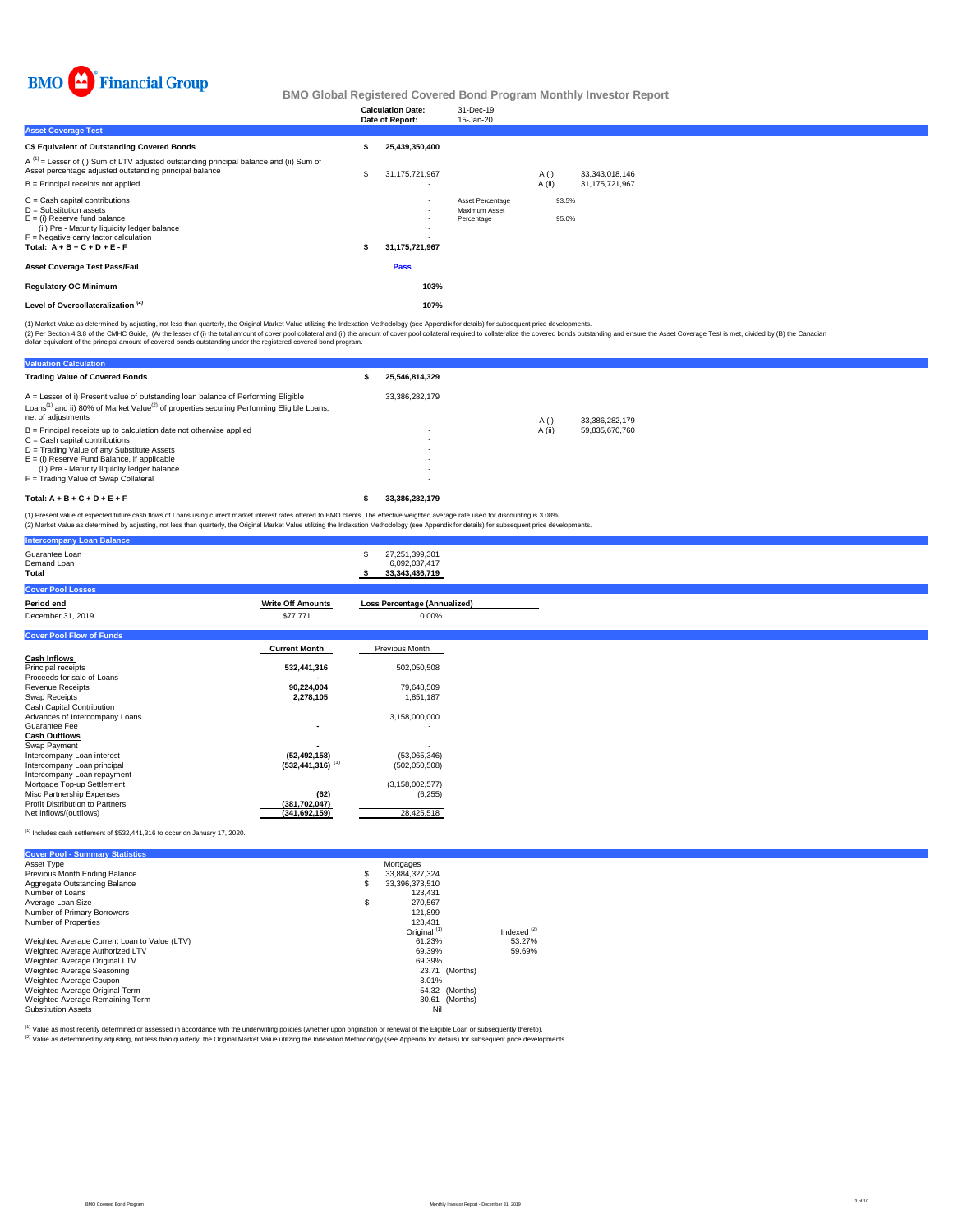# BMO Financial Group

## BMO Global Registered Covered Bond Program Monthly Investor Report

| | |
|---|---|
| Calculation Date: | 31-Dec-19 |
| Date of Report: | 15-Jan-20 |

### Asset Coverage Test

| | | | | |
|---|---|---|---|---|
| **C$ Equivalent of Outstanding Covered Bonds** | **$ 25,439,350,400** | | | |
| A [1] = Lesser of (i) Sum of LTV adjusted outstanding principal balance and (ii) Sum of Asset percentage adjusted outstanding principal balance | $ 31,175,721,967 | | A (i) | 33,343,018,146 |
| B = Principal receipts not applied | - | | A (ii) | 31,175,721,967 |
| C = Cash capital contributions | - | Asset Percentage | 93.5% | |
| D = Substitution assets | - | Maximum Asset Percentage | 95.0% | |
| E = (i) Reserve fund balance | - | | | |
| (ii) Pre - Maturity liquidity ledger balance | - | | | |
| F = Negative carry factor calculation | - | | | |
| **Total: A + B + C + D + E - F** | **$ 31,175,721,967** | | | |
| **Asset Coverage Test Pass/Fail** | **Pass** | | | |
| **Regulatory OC Minimum** | **103%** | | | |
| **Level of Overcollateralization [2]** | **107%** | | | |

(1) Market Value as determined by adjusting, not less than quarterly, the Original Market Value utilizing the Indexation Methodology (see Appendix for details) for subsequent price developments.
(2) Per Section 4.3.8 of the CMHC Guide, (A) the lesser of (i) the total amount of cover pool collateral and (ii) the amount of cover pool collateral required to collateralize the covered bonds outstanding and ensure the Asset Coverage Test is met, divided by (B) the Canadian dollar equivalent of the principal amount of covered bonds outstanding under the registered covered bond program.

### Valuation Calculation

| | | | |
|---|---|---|---|
| **Trading Value of Covered Bonds** | **$ 25,546,814,329** | | |
| A = Lesser of i) Present value of outstanding loan balance of Performing Eligible Loans[1] and ii) 80% of Market Value[2] of properties securing Performing Eligible Loans, net of adjustments | 33,386,282,179 | A (i) | 33,386,282,179 |
| B = Principal receipts up to calculation date not otherwise applied | - | A (ii) | 59,835,670,760 |
| C = Cash capital contributions | - | | |
| D = Trading Value of any Substitute Assets | - | | |
| E = (i) Reserve Fund Balance, if applicable | - | | |
| (ii) Pre - Maturity liquidity ledger balance | - | | |
| F = Trading Value of Swap Collateral | - | | |
| **Total: A + B + C + D + E + F** | **$ 33,386,282,179** | | |

(1) Present value of expected future cash flows of Loans using current market interest rates offered to BMO clients. The effective weighted average rate used for discounting is 3.08%.
(2) Market Value as determined by adjusting, not less than quarterly, the Original Market Value utilizing the Indexation Methodology (see Appendix for details) for subsequent price developments.

### Intercompany Loan Balance

| | |
|---|---|
| Guarantee Loan | $ 27,251,399,301 |
| Demand Loan | 6,092,037,417 |
| **Total** | **$ 33,343,436,719** |

### Cover Pool Losses

| Period end | Write Off Amounts | Loss Percentage (Annualized) |
|---|---|---|
| December 31, 2019 | $77,771 | 0.00% |

### Cover Pool Flow of Funds

| | Current Month | Previous Month |
|---|---|---|
| **Cash Inflows** | | |
| Principal receipts | **532,441,316** | 502,050,508 |
| Proceeds for sale of Loans | **-** | - |
| Revenue Receipts | **90,224,004** | 79,648,509 |
| Swap Receipts | **2,278,105** | 1,851,187 |
| Cash Capital Contribution | | |
| Advances of Intercompany Loans | | 3,158,000,000 |
| Guarantee Fee | **-** | - |
| **Cash Outflows** | | |
| Swap Payment | **-** | - |
| Intercompany Loan interest | **(52,492,158)** | (53,065,346) |
| Intercompany Loan principal | **(532,441,316)** [1] | (502,050,508) |
| Intercompany Loan repayment | | |
| Mortgage Top-up Settlement | | (3,158,002,577) |
| Misc Partnership Expenses | **(62)** | (6,255) |
| Profit Distribution to Partners | **(381,702,047)** | |
| Net inflows/(outflows) | **(341,692,159)** | 28,425,518 |

(1) Includes cash settlement of $532,441,316 to occur on January 17, 2020.

### Cover Pool - Summary Statistics

| | | |
|---|---|---|
| Asset Type | Mortgages | |
| Previous Month Ending Balance | $ 33,884,327,324 | |
| Aggregate Outstanding Balance | $ 33,396,373,510 | |
| Number of Loans | 123,431 | |
| Average Loan Size | $ 270,567 | |
| Number of Primary Borrowers | 121,899 | |
| Number of Properties | 123,431 | |
| | Original [1] | Indexed [2] |
| Weighted Average Current Loan to Value (LTV) | 61.23% | 53.27% |
| Weighted Average Authorized LTV | 69.39% | 59.69% |
| Weighted Average Original LTV | 69.39% | |
| Weighted Average Seasoning | 23.71 (Months) | |
| Weighted Average Coupon | 3.01% | |
| Weighted Average Original Term | 54.32 (Months) | |
| Weighted Average Remaining Term | 30.61 (Months) | |
| Substitution Assets | Nil | |

(1) Value as most recently determined or assessed in accordance with the underwriting policies (whether upon origination or renewal of the Eligible Loan or subsequently thereto).
(2) Value as determined by adjusting, not less than quarterly, the Original Market Value utilizing the Indexation Methodology (see Appendix for details) for subsequent price developments.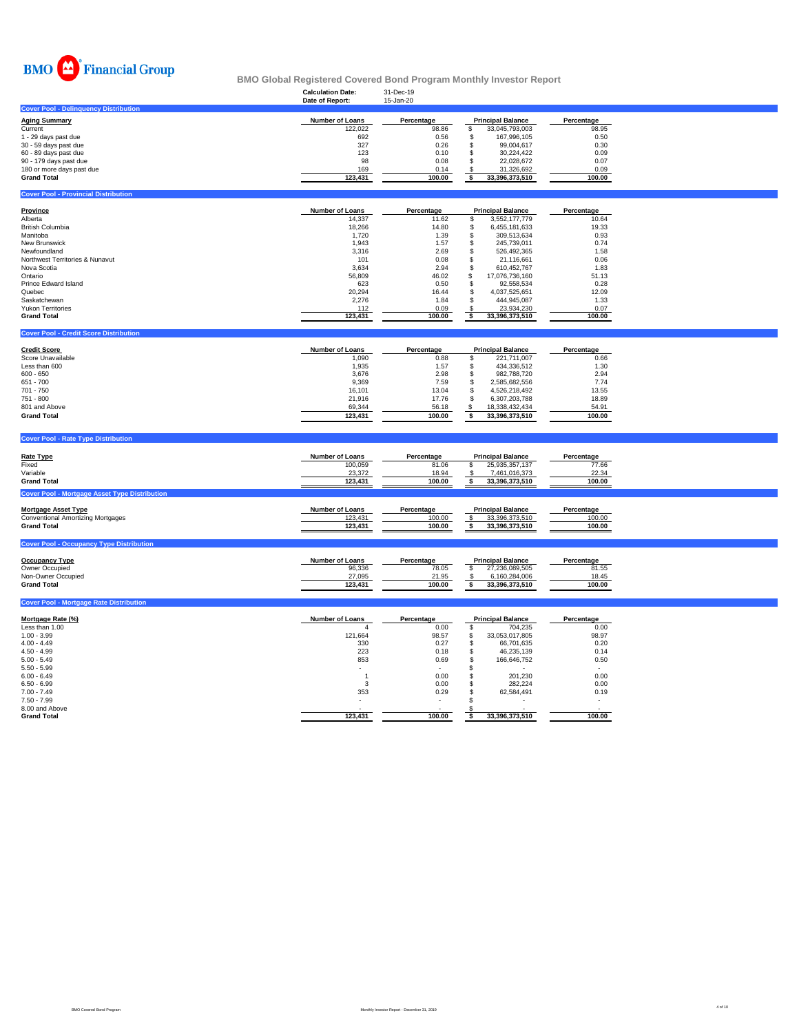BMO Financial Group

# BMO Global Registered Covered Bond Program Monthly Investor Report

**Calculation Date:** 31-Dec-19
**Date of Report:** 15-Jan-20

## Cover Pool - Delinquency Distribution

| Aging Summary | Number of Loans | Percentage | Principal Balance | Percentage |
|---|---|---|---|---|
| Current | 122,022 | 98.86 | $ 33,045,793,003 | 98.95 |
| 1 - 29 days past due | 692 | 0.56 | $ 167,996,105 | 0.50 |
| 30 - 59 days past due | 327 | 0.26 | $ 99,004,617 | 0.30 |
| 60 - 89 days past due | 123 | 0.10 | $ 30,224,422 | 0.09 |
| 90 - 179 days past due | 98 | 0.08 | $ 22,028,672 | 0.07 |
| 180 or more days past due | 169 | 0.14 | $ 31,326,692 | 0.09 |
| **Grand Total** | **123,431** | **100.00** | **$ 33,396,373,510** | **100.00** |

## Cover Pool - Provincial Distribution

| Province | Number of Loans | Percentage | Principal Balance | Percentage |
|---|---|---|---|---|
| Alberta | 14,337 | 11.62 | $ 3,552,177,779 | 10.64 |
| British Columbia | 18,266 | 14.80 | $ 6,455,181,633 | 19.33 |
| Manitoba | 1,720 | 1.39 | $ 309,513,634 | 0.93 |
| New Brunswick | 1,943 | 1.57 | $ 245,739,011 | 0.74 |
| Newfoundland | 3,316 | 2.69 | $ 526,492,365 | 1.58 |
| Northwest Territories & Nunavut | 101 | 0.08 | $ 21,116,661 | 0.06 |
| Nova Scotia | 3,634 | 2.94 | $ 610,452,767 | 1.83 |
| Ontario | 56,809 | 46.02 | $ 17,076,736,160 | 51.13 |
| Prince Edward Island | 623 | 0.50 | $ 92,558,534 | 0.28 |
| Quebec | 20,294 | 16.44 | $ 4,037,525,651 | 12.09 |
| Saskatchewan | 2,276 | 1.84 | $ 444,945,087 | 1.33 |
| Yukon Territories | 112 | 0.09 | $ 23,934,230 | 0.07 |
| **Grand Total** | **123,431** | **100.00** | **$ 33,396,373,510** | **100.00** |

## Cover Pool - Credit Score Distribution

| Credit Score | Number of Loans | Percentage | Principal Balance | Percentage |
|---|---|---|---|---|
| Score Unavailable | 1,090 | 0.88 | $ 221,711,007 | 0.66 |
| Less than 600 | 1,935 | 1.57 | $ 434,336,512 | 1.30 |
| 600 - 650 | 3,676 | 2.98 | $ 982,788,720 | 2.94 |
| 651 - 700 | 9,369 | 7.59 | $ 2,585,682,556 | 7.74 |
| 701 - 750 | 16,101 | 13.04 | $ 4,526,218,492 | 13.55 |
| 751 - 800 | 21,916 | 17.76 | $ 6,307,203,788 | 18.89 |
| 801 and Above | 69,344 | 56.18 | $ 18,338,432,434 | 54.91 |
| **Grand Total** | **123,431** | **100.00** | **$ 33,396,373,510** | **100.00** |

## Cover Pool - Rate Type Distribution

| Rate Type | Number of Loans | Percentage | Principal Balance | Percentage |
|---|---|---|---|---|
| Fixed | 100,059 | 81.06 | $ 25,935,357,137 | 77.66 |
| Variable | 23,372 | 18.94 | $ 7,461,016,373 | 22.34 |
| **Grand Total** | **123,431** | **100.00** | **$ 33,396,373,510** | **100.00** |

## Cover Pool - Mortgage Asset Type Distribution

| Mortgage Asset Type | Number of Loans | Percentage | Principal Balance | Percentage |
|---|---|---|---|---|
| Conventional Amortizing Mortgages | 123,431 | 100.00 | $ 33,396,373,510 | 100.00 |
| **Grand Total** | **123,431** | **100.00** | **$ 33,396,373,510** | **100.00** |

## Cover Pool - Occupancy Type Distribution

| Occupancy Type | Number of Loans | Percentage | Principal Balance | Percentage |
|---|---|---|---|---|
| Owner Occupied | 96,336 | 78.05 | $ 27,236,089,505 | 81.55 |
| Non-Owner Occupied | 27,095 | 21.95 | $ 6,160,284,006 | 18.45 |
| **Grand Total** | **123,431** | **100.00** | **$ 33,396,373,510** | **100.00** |

## Cover Pool - Mortgage Rate Distribution

| Mortgage Rate (%) | Number of Loans | Percentage | Principal Balance | Percentage |
|---|---|---|---|---|
| Less than 1.00 | 4 | 0.00 | $ 704,235 | 0.00 |
| 1.00 - 3.99 | 121,664 | 98.57 | $ 33,053,017,805 | 98.97 |
| 4.00 - 4.49 | 330 | 0.27 | $ 66,701,635 | 0.20 |
| 4.50 - 4.99 | 223 | 0.18 | $ 46,235,139 | 0.14 |
| 5.00 - 5.49 | 853 | 0.69 | $ 166,646,752 | 0.50 |
| 5.50 - 5.99 | - | - | $ - | - |
| 6.00 - 6.49 | 1 | 0.00 | $ 201,230 | 0.00 |
| 6.50 - 6.99 | 3 | 0.00 | $ 282,224 | 0.00 |
| 7.00 - 7.49 | 353 | 0.29 | $ 62,584,491 | 0.19 |
| 7.50 - 7.99 | - | - | $ - | - |
| 8.00 and Above | - | - | $ - | - |
| **Grand Total** | **123,431** | **100.00** | **$ 33,396,373,510** | **100.00** |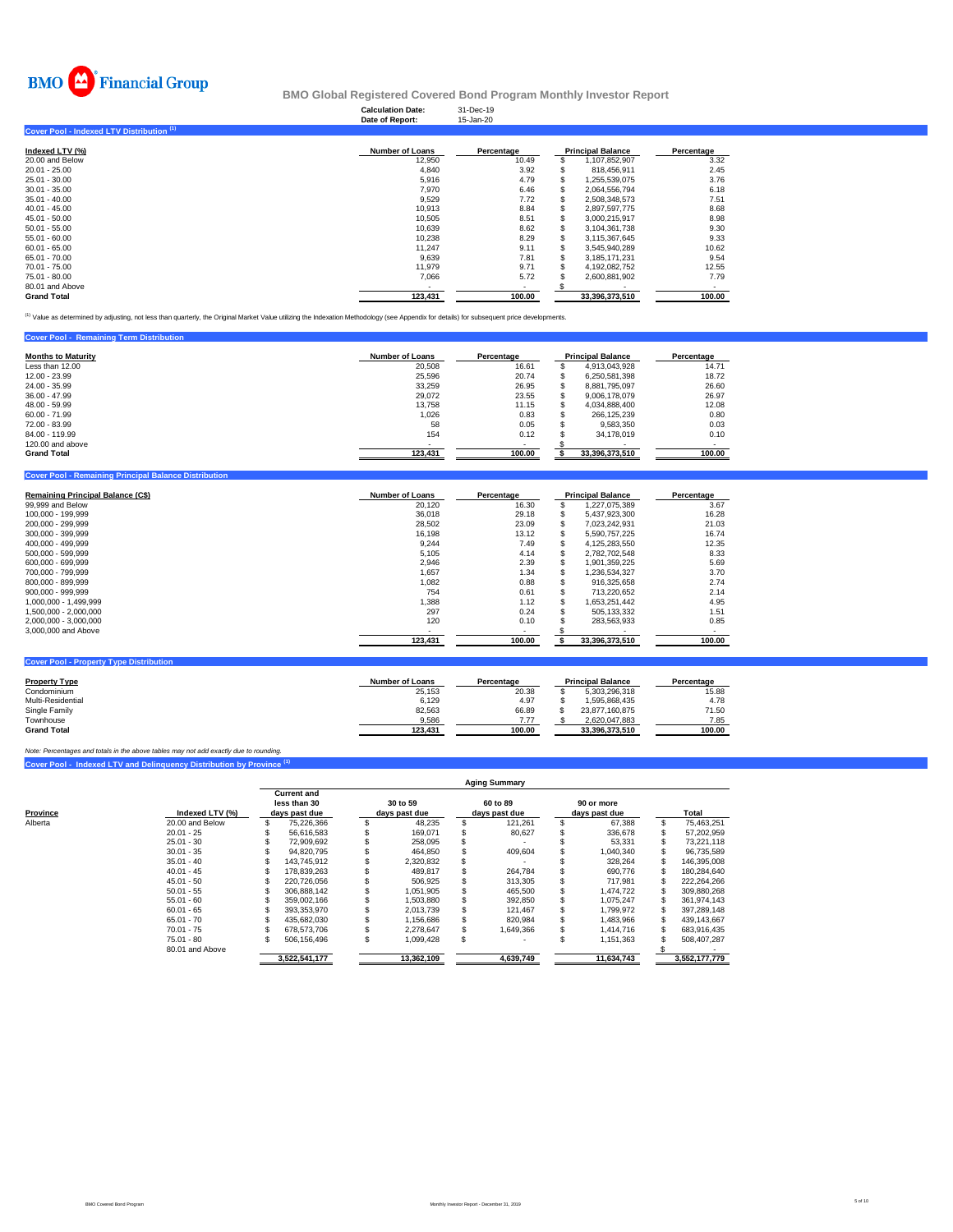# BMO Financial Group

## BMO Global Registered Covered Bond Program Monthly Investor Report

**Calculation Date:** 31-Dec-19
**Date of Report:** 15-Jan-20

### Cover Pool - Indexed LTV Distribution [1]

| Indexed LTV (%) | Number of Loans | Percentage | Principal Balance | Percentage |
|---|---|---|---|---|
| 20.00 and Below | 12,950 | 10.49 | $ 1,107,852,907 | 3.32 |
| 20.01 - 25.00 | 4,840 | 3.92 | $ 818,456,911 | 2.45 |
| 25.01 - 30.00 | 5,916 | 4.79 | $ 1,255,539,075 | 3.76 |
| 30.01 - 35.00 | 7,970 | 6.46 | $ 2,064,556,794 | 6.18 |
| 35.01 - 40.00 | 9,529 | 7.72 | $ 2,508,348,573 | 7.51 |
| 40.01 - 45.00 | 10,913 | 8.84 | $ 2,897,597,775 | 8.68 |
| 45.01 - 50.00 | 10,505 | 8.51 | $ 3,000,215,917 | 8.98 |
| 50.01 - 55.00 | 10,639 | 8.62 | $ 3,104,361,738 | 9.30 |
| 55.01 - 60.00 | 10,238 | 8.29 | $ 3,115,367,645 | 9.33 |
| 60.01 - 65.00 | 11,247 | 9.11 | $ 3,545,940,289 | 10.62 |
| 65.01 - 70.00 | 9,639 | 7.81 | $ 3,185,171,231 | 9.54 |
| 70.01 - 75.00 | 11,979 | 9.71 | $ 4,192,082,752 | 12.55 |
| 75.01 - 80.00 | 7,066 | 5.72 | $ 2,600,881,902 | 7.79 |
| 80.01 and Above | - | - | $ - | - |
| **Grand Total** | **123,431** | **100.00** | **33,396,373,510** | **100.00** |

[1] Value as determined by adjusting, not less than quarterly, the Original Market Value utilizing the Indexation Methodology (see Appendix for details) for subsequent price developments.

### Cover Pool - Remaining Term Distribution

| Months to Maturity | Number of Loans | Percentage | Principal Balance | Percentage |
|---|---|---|---|---|
| Less than 12.00 | 20,508 | 16.61 | $ 4,913,043,928 | 14.71 |
| 12.00 - 23.99 | 25,596 | 20.74 | $ 6,250,581,398 | 18.72 |
| 24.00 - 35.99 | 33,259 | 26.95 | $ 8,881,795,097 | 26.60 |
| 36.00 - 47.99 | 29,072 | 23.55 | $ 9,006,178,079 | 26.97 |
| 48.00 - 59.99 | 13,758 | 11.15 | $ 4,034,888,400 | 12.08 |
| 60.00 - 71.99 | 1,026 | 0.83 | $ 266,125,239 | 0.80 |
| 72.00 - 83.99 | 58 | 0.05 | $ 9,583,350 | 0.03 |
| 84.00 - 119.99 | 154 | 0.12 | $ 34,178,019 | 0.10 |
| 120.00 and above | - | - | $ - | - |
| **Grand Total** | **123,431** | **100.00** | **$ 33,396,373,510** | **100.00** |

### Cover Pool - Remaining Principal Balance Distribution

| Remaining Principal Balance (C$) | Number of Loans | Percentage | Principal Balance | Percentage |
|---|---|---|---|---|
| 99,999 and Below | 20,120 | 16.30 | $ 1,227,075,389 | 3.67 |
| 100,000 - 199,999 | 36,018 | 29.18 | $ 5,437,923,300 | 16.28 |
| 200,000 - 299,999 | 28,502 | 23.09 | $ 7,023,242,931 | 21.03 |
| 300,000 - 399,999 | 16,198 | 13.12 | $ 5,590,757,225 | 16.74 |
| 400,000 - 499,999 | 9,244 | 7.49 | $ 4,125,283,550 | 12.35 |
| 500,000 - 599,999 | 5,105 | 4.14 | $ 2,782,702,548 | 8.33 |
| 600,000 - 699,999 | 2,946 | 2.39 | $ 1,901,359,225 | 5.69 |
| 700,000 - 799,999 | 1,657 | 1.34 | $ 1,236,534,327 | 3.70 |
| 800,000 - 899,999 | 1,082 | 0.88 | $ 916,325,658 | 2.74 |
| 900,000 - 999,999 | 754 | 0.61 | $ 713,220,652 | 2.14 |
| 1,000,000 - 1,499,999 | 1,388 | 1.12 | $ 1,653,251,442 | 4.95 |
| 1,500,000 - 2,000,000 | 297 | 0.24 | $ 505,133,332 | 1.51 |
| 2,000,000 - 3,000,000 | 120 | 0.10 | $ 283,563,933 | 0.85 |
| 3,000,000 and Above | - | - | $ - | - |
| | **123,431** | **100.00** | **$ 33,396,373,510** | **100.00** |

### Cover Pool - Property Type Distribution

| Property Type | Number of Loans | Percentage | Principal Balance | Percentage |
|---|---|---|---|---|
| Condominium | 25,153 | 20.38 | $ 5,303,296,318 | 15.88 |
| Multi-Residential | 6,129 | 4.97 | $ 1,595,868,435 | 4.78 |
| Single Family | 82,563 | 66.89 | $ 23,877,160,875 | 71.50 |
| Townhouse | 9,586 | 7.77 | $ 2,620,047,883 | 7.85 |
| **Grand Total** | **123,431** | **100.00** | **33,396,373,510** | **100.00** |

*Note: Percentages and totals in the above tables may not add exactly due to rounding.*

### Cover Pool - Indexed LTV and Delinquency Distribution by Province [1]

| | | Aging Summary | | | | |
|---|---|---|---|---|---|---|
| Province | Indexed LTV (%) | Current and less than 30 days past due | 30 to 59 days past due | 60 to 89 days past due | 90 or more days past due | Total |
| Alberta | 20.00 and Below | $ 75,226,366 | $ 48,235 | $ 121,261 | $ 67,388 | $ 75,463,251 |
| | 20.01 - 25 | $ 56,616,583 | $ 169,071 | $ 80,627 | $ 336,678 | $ 57,202,959 |
| | 25.01 - 30 | $ 72,909,692 | $ 258,095 | $ - | $ 53,331 | $ 73,221,118 |
| | 30.01 - 35 | $ 94,820,795 | $ 464,850 | $ 409,604 | $ 1,040,340 | $ 96,735,589 |
| | 35.01 - 40 | $ 143,745,912 | $ 2,320,832 | $ - | $ 328,264 | $ 146,395,008 |
| | 40.01 - 45 | $ 178,839,263 | $ 489,817 | $ 264,784 | $ 690,776 | $ 180,284,640 |
| | 45.01 - 50 | $ 220,726,056 | $ 506,925 | $ 313,305 | $ 717,981 | $ 222,264,266 |
| | 50.01 - 55 | $ 306,888,142 | $ 1,051,905 | $ 465,500 | $ 1,474,722 | $ 309,880,268 |
| | 55.01 - 60 | $ 359,002,166 | $ 1,503,880 | $ 392,850 | $ 1,075,247 | $ 361,974,143 |
| | 60.01 - 65 | $ 393,353,970 | $ 2,013,739 | $ 121,467 | $ 1,799,972 | $ 397,289,148 |
| | 65.01 - 70 | $ 435,682,030 | $ 1,156,686 | $ 820,984 | $ 1,483,966 | $ 439,143,667 |
| | 70.01 - 75 | $ 678,573,706 | $ 2,278,647 | $ 1,649,366 | $ 1,414,716 | $ 683,916,435 |
| | 75.01 - 80 | $ 506,156,496 | $ 1,099,428 | $ - | $ 1,151,363 | $ 508,407,287 |
| | 80.01 and Above | | | | | $ - |
| | | **3,522,541,177** | **13,362,109** | **4,639,749** | **11,634,743** | **3,552,177,779** |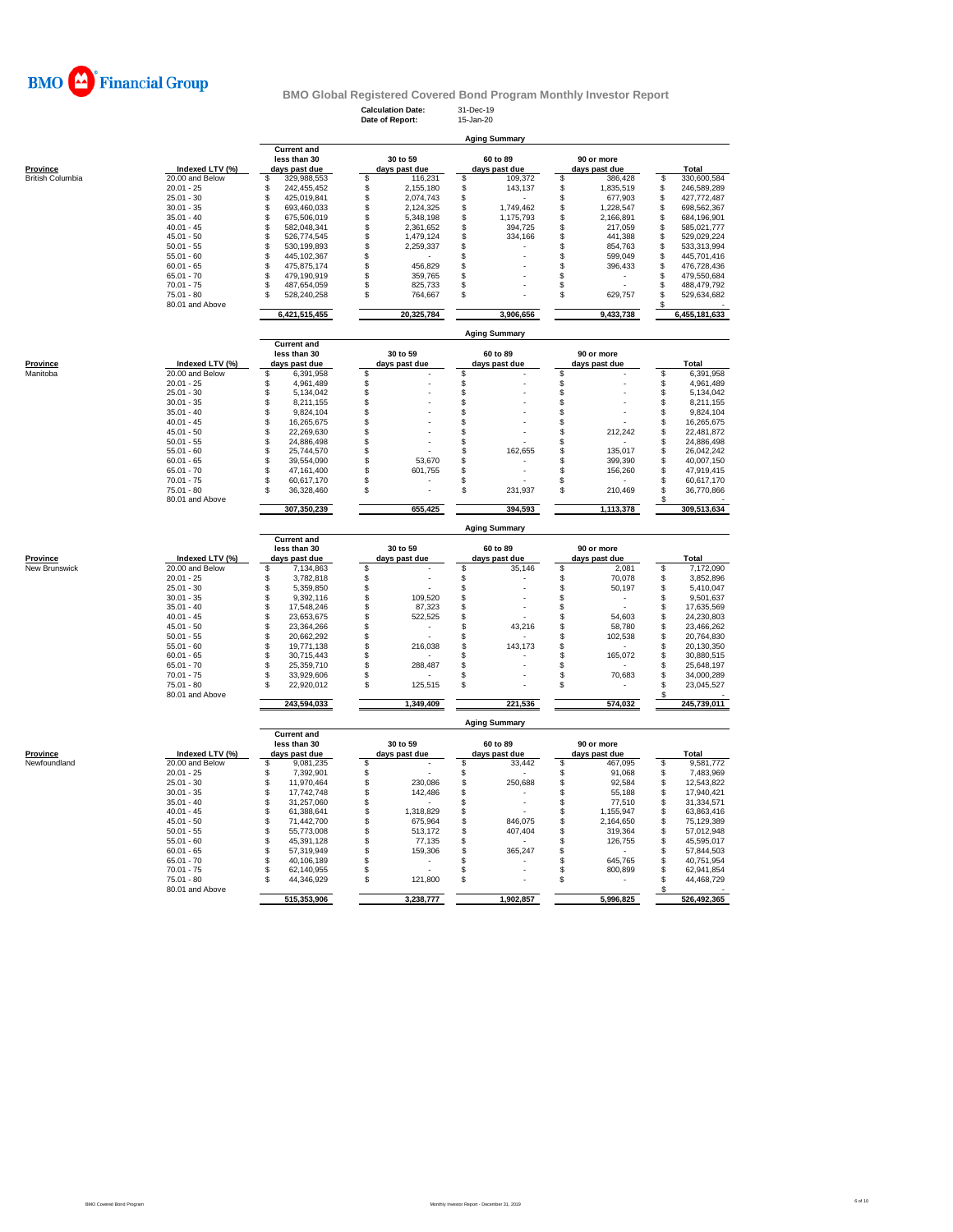# BMO Financial Group

## BMO Global Registered Covered Bond Program Monthly Investor Report

**Calculation Date:** 31-Dec-19
**Date of Report:** 15-Jan-20

### Aging Summary

| Province | Indexed LTV (%) | Current and less than 30 days past due | 30 to 59 days past due | 60 to 89 days past due | 90 or more days past due | Total |
|---|---|---|---|---|---|---|
| British Columbia | 20.00 and Below | $ 329,988,553 | $ 116,231 | $ 109,372 | $ 386,428 | $ 330,600,584 |
| | 20.01 - 25 | $ 242,455,452 | $ 2,155,180 | $ 143,137 | $ 1,835,519 | $ 246,589,289 |
| | 25.01 - 30 | $ 425,019,841 | $ 2,074,743 | $ - | $ 677,903 | $ 427,772,487 |
| | 30.01 - 35 | $ 693,460,033 | $ 2,124,325 | $ 1,749,462 | $ 1,228,547 | $ 698,562,367 |
| | 35.01 - 40 | $ 675,506,019 | $ 5,348,198 | $ 1,175,793 | $ 2,166,891 | $ 684,196,901 |
| | 40.01 - 45 | $ 582,048,341 | $ 2,361,652 | $ 394,725 | $ 217,059 | $ 585,021,777 |
| | 45.01 - 50 | $ 526,774,545 | $ 1,479,124 | $ 334,166 | $ 441,388 | $ 529,029,224 |
| | 50.01 - 55 | $ 530,199,893 | $ 2,259,337 | $ - | $ 854,763 | $ 533,313,994 |
| | 55.01 - 60 | $ 445,102,367 | $ - | $ - | $ 599,049 | $ 445,701,416 |
| | 60.01 - 65 | $ 475,875,174 | $ 456,829 | $ - | $ 396,433 | $ 476,728,436 |
| | 65.01 - 70 | $ 479,190,919 | $ 359,765 | $ - | $ - | $ 479,550,684 |
| | 70.01 - 75 | $ 487,654,059 | $ 825,733 | $ - | $ - | $ 488,479,792 |
| | 75.01 - 80 | $ 528,240,258 | $ 764,667 | $ - | $ 629,757 | $ 529,634,682 |
| | 80.01 and Above | | | | | $ - |
| | | 6,421,515,455 | 20,325,784 | 3,906,656 | 9,433,738 | 6,455,181,633 |

### Aging Summary

| Province | Indexed LTV (%) | Current and less than 30 days past due | 30 to 59 days past due | 60 to 89 days past due | 90 or more days past due | Total |
|---|---|---|---|---|---|---|
| Manitoba | 20.00 and Below | $ 6,391,958 | $ - | $ - | $ - | $ 6,391,958 |
| | 20.01 - 25 | $ 4,961,489 | $ - | $ - | $ - | $ 4,961,489 |
| | 25.01 - 30 | $ 5,134,042 | $ - | $ - | $ - | $ 5,134,042 |
| | 30.01 - 35 | $ 8,211,155 | $ - | $ - | $ - | $ 8,211,155 |
| | 35.01 - 40 | $ 9,824,104 | $ - | $ - | $ - | $ 9,824,104 |
| | 40.01 - 45 | $ 16,265,675 | $ - | $ - | $ - | $ 16,265,675 |
| | 45.01 - 50 | $ 22,269,630 | $ - | $ - | $ 212,242 | $ 22,481,872 |
| | 50.01 - 55 | $ 24,886,498 | $ - | $ - | $ - | $ 24,886,498 |
| | 55.01 - 60 | $ 25,744,570 | $ - | $ 162,655 | $ 135,017 | $ 26,042,242 |
| | 60.01 - 65 | $ 39,554,090 | $ 53,670 | $ - | $ 399,390 | $ 40,007,150 |
| | 65.01 - 70 | $ 47,161,400 | $ 601,755 | $ - | $ 156,260 | $ 47,919,415 |
| | 70.01 - 75 | $ 60,617,170 | $ - | $ - | $ - | $ 60,617,170 |
| | 75.01 - 80 | $ 36,328,460 | $ - | $ 231,937 | $ 210,469 | $ 36,770,866 |
| | 80.01 and Above | | | | | $ - |
| | | 307,350,239 | 655,425 | 394,593 | 1,113,378 | 309,513,634 |

### Aging Summary

| Province | Indexed LTV (%) | Current and less than 30 days past due | 30 to 59 days past due | 60 to 89 days past due | 90 or more days past due | Total |
|---|---|---|---|---|---|---|
| New Brunswick | 20.00 and Below | $ 7,134,863 | $ - | $ 35,146 | $ 2,081 | $ 7,172,090 |
| | 20.01 - 25 | $ 3,782,818 | $ - | $ - | $ 70,078 | $ 3,852,896 |
| | 25.01 - 30 | $ 5,359,850 | $ - | $ - | $ 50,197 | $ 5,410,047 |
| | 30.01 - 35 | $ 9,392,116 | $ 109,520 | $ - | $ - | $ 9,501,637 |
| | 35.01 - 40 | $ 17,548,246 | $ 87,323 | $ - | $ - | $ 17,635,569 |
| | 40.01 - 45 | $ 23,653,675 | $ 522,525 | $ - | $ 54,603 | $ 24,230,803 |
| | 45.01 - 50 | $ 23,364,266 | $ - | $ 43,216 | $ 58,780 | $ 23,466,262 |
| | 50.01 - 55 | $ 20,662,292 | $ - | $ - | $ 102,538 | $ 20,764,830 |
| | 55.01 - 60 | $ 19,771,138 | $ 216,038 | $ 143,173 | $ - | $ 20,130,350 |
| | 60.01 - 65 | $ 30,715,443 | $ - | $ - | $ 165,072 | $ 30,880,515 |
| | 65.01 - 70 | $ 25,359,710 | $ 288,487 | $ - | $ - | $ 25,648,197 |
| | 70.01 - 75 | $ 33,929,606 | $ - | $ - | $ 70,683 | $ 34,000,289 |
| | 75.01 - 80 | $ 22,920,012 | $ 125,515 | $ - | $ - | $ 23,045,527 |
| | 80.01 and Above | | | | | $ - |
| | | 243,594,033 | 1,349,409 | 221,536 | 574,032 | 245,739,011 |

### Aging Summary

| Province | Indexed LTV (%) | Current and less than 30 days past due | 30 to 59 days past due | 60 to 89 days past due | 90 or more days past due | Total |
|---|---|---|---|---|---|---|
| Newfoundland | 20.00 and Below | $ 9,081,235 | $ - | $ 33,442 | $ 467,095 | $ 9,581,772 |
| | 20.01 - 25 | $ 7,392,901 | $ - | $ - | $ 91,068 | $ 7,483,969 |
| | 25.01 - 30 | $ 11,970,464 | $ 230,086 | $ 250,688 | $ 92,584 | $ 12,543,822 |
| | 30.01 - 35 | $ 17,742,748 | $ 142,486 | $ - | $ 55,188 | $ 17,940,421 |
| | 35.01 - 40 | $ 31,257,060 | $ - | $ - | $ 77,510 | $ 31,334,571 |
| | 40.01 - 45 | $ 61,388,641 | $ 1,318,829 | $ - | $ 1,155,947 | $ 63,863,416 |
| | 45.01 - 50 | $ 71,442,700 | $ 675,964 | $ 846,075 | $ 2,164,650 | $ 75,129,389 |
| | 50.01 - 55 | $ 55,773,008 | $ 513,172 | $ 407,404 | $ 319,364 | $ 57,012,948 |
| | 55.01 - 60 | $ 45,391,128 | $ 77,135 | $ - | $ 126,755 | $ 45,595,017 |
| | 60.01 - 65 | $ 57,319,949 | $ 159,306 | $ 365,247 | $ - | $ 57,844,503 |
| | 65.01 - 70 | $ 40,106,189 | $ - | $ - | $ 645,765 | $ 40,751,954 |
| | 70.01 - 75 | $ 62,140,955 | $ - | $ - | $ 800,899 | $ 62,941,854 |
| | 75.01 - 80 | $ 44,346,929 | $ 121,800 | $ - | $ - | $ 44,468,729 |
| | 80.01 and Above | | | | | $ - |
| | | 515,353,906 | 3,238,777 | 1,902,857 | 5,996,825 | 526,492,365 |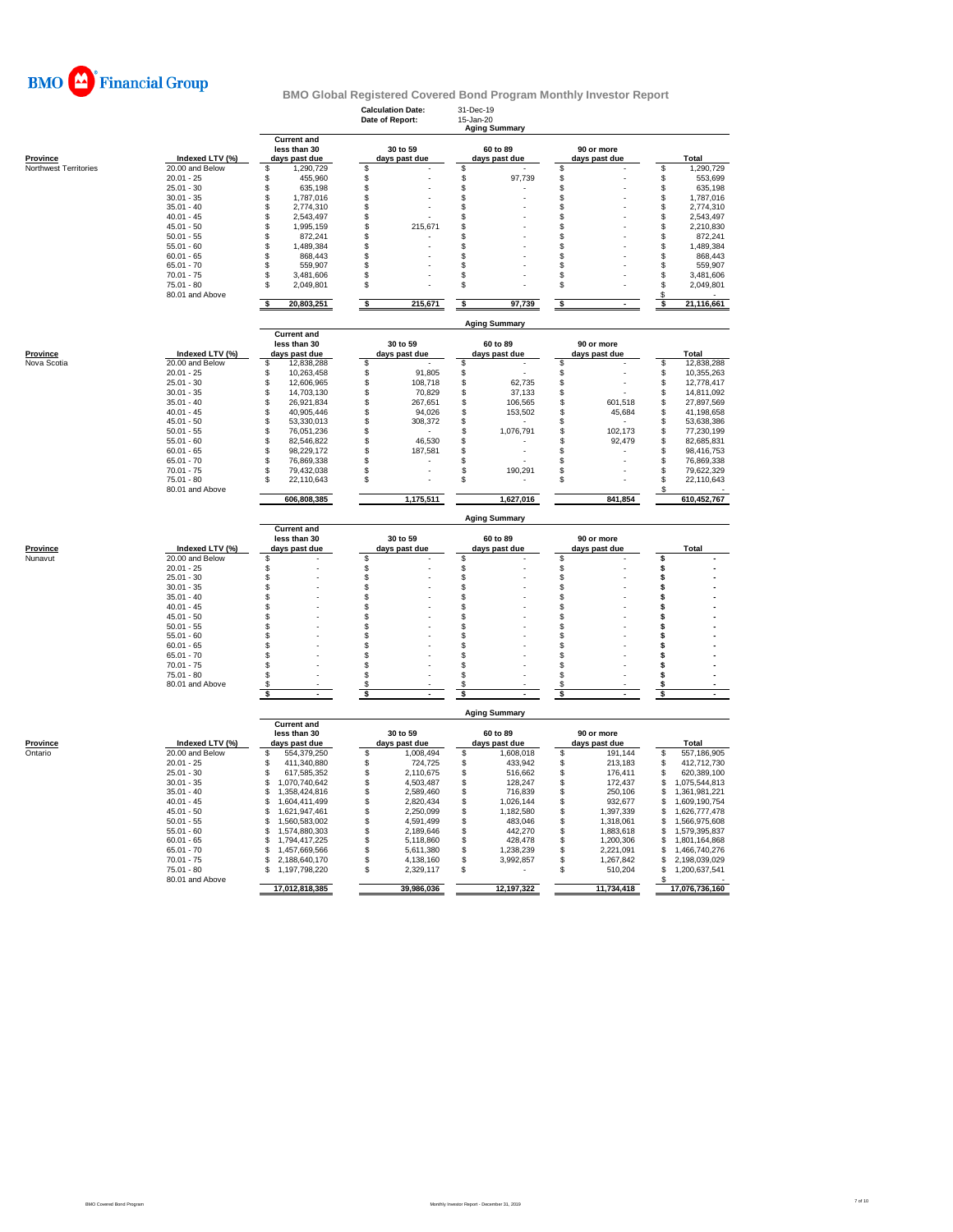**BMO Financial Group**

## BMO Global Registered Covered Bond Program Monthly Investor Report

**Calculation Date:** 31-Dec-19
**Date of Report:** 15-Jan-20

### Aging Summary

| Province | Indexed LTV (%) | Current and less than 30 days past due | 30 to 59 days past due | 60 to 89 days past due | 90 or more days past due | Total |
|---|---|---|---|---|---|---|
| Northwest Territories | 20.00 and Below | $ 1,290,729 | $ - | $ - | $ - | $ 1,290,729 |
| | 20.01 - 25 | $ 455,960 | $ - | $ 97,739 | $ - | $ 553,699 |
| | 25.01 - 30 | $ 635,198 | $ - | $ - | $ - | $ 635,198 |
| | 30.01 - 35 | $ 1,787,016 | $ - | $ - | $ - | $ 1,787,016 |
| | 35.01 - 40 | $ 2,774,310 | $ - | $ - | $ - | $ 2,774,310 |
| | 40.01 - 45 | $ 2,543,497 | $ - | $ - | $ - | $ 2,543,497 |
| | 45.01 - 50 | $ 1,995,159 | $ 215,671 | $ - | $ - | $ 2,210,830 |
| | 50.01 - 55 | $ 872,241 | $ - | $ - | $ - | $ 872,241 |
| | 55.01 - 60 | $ 1,489,384 | $ - | $ - | $ - | $ 1,489,384 |
| | 60.01 - 65 | $ 868,443 | $ - | $ - | $ - | $ 868,443 |
| | 65.01 - 70 | $ 559,907 | $ - | $ - | $ - | $ 559,907 |
| | 70.01 - 75 | $ 3,481,606 | $ - | $ - | $ - | $ 3,481,606 |
| | 75.01 - 80 | $ 2,049,801 | $ - | $ - | $ - | $ 2,049,801 |
| | 80.01 and Above | | | | | $ - |
| | | $ 20,803,251 | $ 215,671 | $ 97,739 | $ - | $ 21,116,661 |

### Aging Summary

| Province | Indexed LTV (%) | Current and less than 30 days past due | 30 to 59 days past due | 60 to 89 days past due | 90 or more days past due | Total |
|---|---|---|---|---|---|---|
| Nova Scotia | 20.00 and Below | $ 12,838,288 | $ - | $ - | $ - | $ 12,838,288 |
| | 20.01 - 25 | $ 10,263,458 | $ 91,805 | $ - | $ - | $ 10,355,263 |
| | 25.01 - 30 | $ 12,606,965 | $ 108,718 | $ 62,735 | $ - | $ 12,778,417 |
| | 30.01 - 35 | $ 14,703,130 | $ 70,829 | $ 37,133 | $ - | $ 14,811,092 |
| | 35.01 - 40 | $ 26,921,834 | $ 267,651 | $ 106,565 | $ 601,518 | $ 27,897,569 |
| | 40.01 - 45 | $ 40,905,446 | $ 94,026 | $ 153,502 | $ 45,684 | $ 41,198,658 |
| | 45.01 - 50 | $ 53,330,013 | $ 308,372 | $ - | $ - | $ 53,638,386 |
| | 50.01 - 55 | $ 76,051,236 | $ - | $ 1,076,791 | $ 102,173 | $ 77,230,199 |
| | 55.01 - 60 | $ 82,546,822 | $ 46,530 | $ - | $ 92,479 | $ 82,685,831 |
| | 60.01 - 65 | $ 98,229,172 | $ 187,581 | $ - | $ - | $ 98,416,753 |
| | 65.01 - 70 | $ 76,869,338 | $ - | $ - | $ - | $ 76,869,338 |
| | 70.01 - 75 | $ 79,432,038 | $ - | $ 190,291 | $ - | $ 79,622,329 |
| | 75.01 - 80 | $ 22,110,643 | $ - | $ - | $ - | $ 22,110,643 |
| | 80.01 and Above | | | | | $ - |
| | | 606,808,385 | 1,175,511 | 1,627,016 | 841,854 | 610,452,767 |

### Aging Summary

| Province | Indexed LTV (%) | Current and less than 30 days past due | 30 to 59 days past due | 60 to 89 days past due | 90 or more days past due | Total |
|---|---|---|---|---|---|---|
| Nunavut | 20.00 and Below | $ - | $ - | $ - | $ - | $ - |
| | 20.01 - 25 | $ - | $ - | $ - | $ - | $ - |
| | 25.01 - 30 | $ - | $ - | $ - | $ - | $ - |
| | 30.01 - 35 | $ - | $ - | $ - | $ - | $ - |
| | 35.01 - 40 | $ - | $ - | $ - | $ - | $ - |
| | 40.01 - 45 | $ - | $ - | $ - | $ - | $ - |
| | 45.01 - 50 | $ - | $ - | $ - | $ - | $ - |
| | 50.01 - 55 | $ - | $ - | $ - | $ - | $ - |
| | 55.01 - 60 | $ - | $ - | $ - | $ - | $ - |
| | 60.01 - 65 | $ - | $ - | $ - | $ - | $ - |
| | 65.01 - 70 | $ - | $ - | $ - | $ - | $ - |
| | 70.01 - 75 | $ - | $ - | $ - | $ - | $ - |
| | 75.01 - 80 | $ - | $ - | $ - | $ - | $ - |
| | 80.01 and Above | $ - | $ - | $ - | $ - | $ - |
| | | $ - | $ - | $ - | $ - | $ - |

### Aging Summary

| Province | Indexed LTV (%) | Current and less than 30 days past due | 30 to 59 days past due | 60 to 89 days past due | 90 or more days past due | Total |
|---|---|---|---|---|---|---|
| Ontario | 20.00 and Below | $ 554,379,250 | $ 1,008,494 | $ 1,608,018 | $ 191,144 | $ 557,186,905 |
| | 20.01 - 25 | $ 411,340,880 | $ 724,725 | $ 433,942 | $ 213,183 | $ 412,712,730 |
| | 25.01 - 30 | $ 617,585,352 | $ 2,110,675 | $ 516,662 | $ 176,411 | $ 620,389,100 |
| | 30.01 - 35 | $ 1,070,740,642 | $ 4,503,487 | $ 128,247 | $ 172,437 | $ 1,075,544,813 |
| | 35.01 - 40 | $ 1,358,424,816 | $ 2,589,460 | $ 716,839 | $ 250,106 | $ 1,361,981,221 |
| | 40.01 - 45 | $ 1,604,411,499 | $ 2,820,434 | $ 1,026,144 | $ 932,677 | $ 1,609,190,754 |
| | 45.01 - 50 | $ 1,621,947,461 | $ 2,250,099 | $ 1,182,580 | $ 1,397,339 | $ 1,626,777,478 |
| | 50.01 - 55 | $ 1,560,583,002 | $ 4,591,499 | $ 483,046 | $ 1,318,061 | $ 1,566,975,608 |
| | 55.01 - 60 | $ 1,574,880,303 | $ 2,189,646 | $ 442,270 | $ 1,883,618 | $ 1,579,395,837 |
| | 60.01 - 65 | $ 1,794,417,225 | $ 5,118,860 | $ 428,478 | $ 1,200,306 | $ 1,801,164,868 |
| | 65.01 - 70 | $ 1,457,669,566 | $ 5,611,380 | $ 1,238,239 | $ 2,221,091 | $ 1,466,740,276 |
| | 70.01 - 75 | $ 2,188,640,170 | $ 4,138,160 | $ 3,992,857 | $ 1,267,842 | $ 2,198,039,029 |
| | 75.01 - 80 | $ 1,197,798,220 | $ 2,329,117 | $ - | $ 510,204 | $ 1,200,637,541 |
| | 80.01 and Above | | | | | $ - |
| | | 17,012,818,385 | 39,986,036 | 12,197,322 | 11,734,418 | 17,076,736,160 |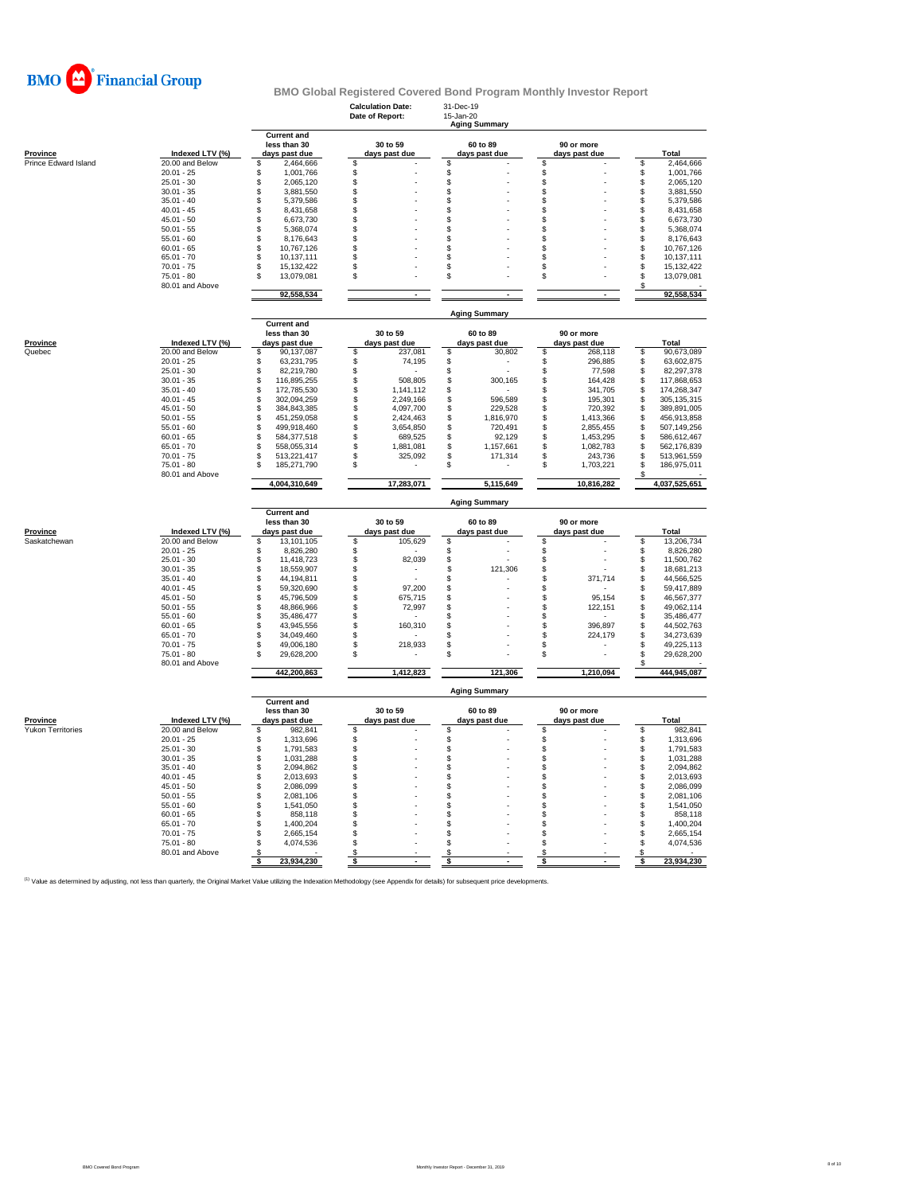BMO Financial Group

## BMO Global Registered Covered Bond Program Monthly Investor Report

**Calculation Date:** 31-Dec-19
**Date of Report:** 15-Jan-20

**Aging Summary**

| Province | Indexed LTV (%) | Current and less than 30 days past due | 30 to 59 days past due | 60 to 89 days past due | 90 or more days past due | Total |
|---|---|---|---|---|---|---|
| Prince Edward Island | 20.00 and Below | $ 2,464,666 | $ - | $ - | $ - | $ 2,464,666 |
| | 20.01 - 25 | $ 1,001,766 | $ - | $ - | $ - | $ 1,001,766 |
| | 25.01 - 30 | $ 2,065,120 | $ - | $ - | $ - | $ 2,065,120 |
| | 30.01 - 35 | $ 3,881,550 | $ - | $ - | $ - | $ 3,881,550 |
| | 35.01 - 40 | $ 5,379,586 | $ - | $ - | $ - | $ 5,379,586 |
| | 40.01 - 45 | $ 8,431,658 | $ - | $ - | $ - | $ 8,431,658 |
| | 45.01 - 50 | $ 6,673,730 | $ - | $ - | $ - | $ 6,673,730 |
| | 50.01 - 55 | $ 5,368,074 | $ - | $ - | $ - | $ 5,368,074 |
| | 55.01 - 60 | $ 8,176,643 | $ - | $ - | $ - | $ 8,176,643 |
| | 60.01 - 65 | $ 10,767,126 | $ - | $ - | $ - | $ 10,767,126 |
| | 65.01 - 70 | $ 10,137,111 | $ - | $ - | $ - | $ 10,137,111 |
| | 70.01 - 75 | $ 15,132,422 | $ - | $ - | $ - | $ 15,132,422 |
| | 75.01 - 80 | $ 13,079,081 | $ - | $ - | $ - | $ 13,079,081 |
| | 80.01 and Above | | | | | $ - |
| | | 92,558,534 | - | - | - | 92,558,534 |

**Aging Summary**

| Province | Indexed LTV (%) | Current and less than 30 days past due | 30 to 59 days past due | 60 to 89 days past due | 90 or more days past due | Total |
|---|---|---|---|---|---|---|
| Quebec | 20.00 and Below | $ 90,137,087 | $ 237,081 | $ 30,802 | $ 268,118 | $ 90,673,089 |
| | 20.01 - 25 | $ 63,231,795 | $ 74,195 | $ - | $ 296,885 | $ 63,602,875 |
| | 25.01 - 30 | $ 82,219,780 | $ - | $ - | $ 77,598 | $ 82,297,378 |
| | 30.01 - 35 | $ 116,895,255 | $ 508,805 | $ 300,165 | $ 164,428 | $ 117,868,653 |
| | 35.01 - 40 | $ 172,785,530 | $ 1,141,112 | $ - | $ 341,705 | $ 174,268,347 |
| | 40.01 - 45 | $ 302,094,259 | $ 2,249,166 | $ 596,589 | $ 195,301 | $ 305,135,315 |
| | 45.01 - 50 | $ 384,843,385 | $ 4,097,700 | $ 229,528 | $ 720,392 | $ 389,891,005 |
| | 50.01 - 55 | $ 451,259,058 | $ 2,424,463 | $ 1,816,970 | $ 1,413,366 | $ 456,913,858 |
| | 55.01 - 60 | $ 499,918,460 | $ 3,654,850 | $ 720,491 | $ 2,855,455 | $ 507,149,256 |
| | 60.01 - 65 | $ 584,377,518 | $ 689,525 | $ 92,129 | $ 1,453,295 | $ 586,612,467 |
| | 65.01 - 70 | $ 558,055,314 | $ 1,881,081 | $ 1,157,661 | $ 1,082,783 | $ 562,176,839 |
| | 70.01 - 75 | $ 513,221,417 | $ 325,092 | $ 171,314 | $ 243,736 | $ 513,961,559 |
| | 75.01 - 80 | $ 185,271,790 | $ - | $ - | $ 1,703,221 | $ 186,975,011 |
| | 80.01 and Above | | | | | $ - |
| | | 4,004,310,649 | 17,283,071 | 5,115,649 | 10,816,282 | 4,037,525,651 |

**Aging Summary**

| Province | Indexed LTV (%) | Current and less than 30 days past due | 30 to 59 days past due | 60 to 89 days past due | 90 or more days past due | Total |
|---|---|---|---|---|---|---|
| Saskatchewan | 20.00 and Below | $ 13,101,105 | $ 105,629 | $ - | $ - | $ 13,206,734 |
| | 20.01 - 25 | $ 8,826,280 | $ - | $ - | $ - | $ 8,826,280 |
| | 25.01 - 30 | $ 11,418,723 | $ 82,039 | $ - | $ - | $ 11,500,762 |
| | 30.01 - 35 | $ 18,559,907 | $ - | $ 121,306 | $ - | $ 18,681,213 |
| | 35.01 - 40 | $ 44,194,811 | $ - | $ - | $ 371,714 | $ 44,566,525 |
| | 40.01 - 45 | $ 59,320,690 | $ 97,200 | $ - | $ - | $ 59,417,889 |
| | 45.01 - 50 | $ 45,796,509 | $ 675,715 | $ - | $ 95,154 | $ 46,567,377 |
| | 50.01 - 55 | $ 48,866,966 | $ 72,997 | $ - | $ 122,151 | $ 49,062,114 |
| | 55.01 - 60 | $ 35,486,477 | $ - | $ - | $ - | $ 35,486,477 |
| | 60.01 - 65 | $ 43,945,556 | $ 160,310 | $ - | $ 396,897 | $ 44,502,763 |
| | 65.01 - 70 | $ 34,049,460 | $ - | $ - | $ 224,179 | $ 34,273,639 |
| | 70.01 - 75 | $ 49,006,180 | $ 218,933 | $ - | $ - | $ 49,225,113 |
| | 75.01 - 80 | $ 29,628,200 | $ - | $ - | $ - | $ 29,628,200 |
| | 80.01 and Above | | | | | $ - |
| | | 442,200,863 | 1,412,823 | 121,306 | 1,210,094 | 444,945,087 |

**Aging Summary**

| Province | Indexed LTV (%) | Current and less than 30 days past due | 30 to 59 days past due | 60 to 89 days past due | 90 or more days past due | Total |
|---|---|---|---|---|---|---|
| Yukon Territories | 20.00 and Below | $ 982,841 | $ - | $ - | $ - | $ 982,841 |
| | 20.01 - 25 | $ 1,313,696 | $ - | $ - | $ - | $ 1,313,696 |
| | 25.01 - 30 | $ 1,791,583 | $ - | $ - | $ - | $ 1,791,583 |
| | 30.01 - 35 | $ 1,031,288 | $ - | $ - | $ - | $ 1,031,288 |
| | 35.01 - 40 | $ 2,094,862 | $ - | $ - | $ - | $ 2,094,862 |
| | 40.01 - 45 | $ 2,013,693 | $ - | $ - | $ - | $ 2,013,693 |
| | 45.01 - 50 | $ 2,086,099 | $ - | $ - | $ - | $ 2,086,099 |
| | 50.01 - 55 | $ 2,081,106 | $ - | $ - | $ - | $ 2,081,106 |
| | 55.01 - 60 | $ 1,541,050 | $ - | $ - | $ - | $ 1,541,050 |
| | 60.01 - 65 | $ 858,118 | $ - | $ - | $ - | $ 858,118 |
| | 65.01 - 70 | $ 1,400,204 | $ - | $ - | $ - | $ 1,400,204 |
| | 70.01 - 75 | $ 2,665,154 | $ - | $ - | $ - | $ 2,665,154 |
| | 75.01 - 80 | $ 4,074,536 | $ - | $ - | $ - | $ 4,074,536 |
| | 80.01 and Above | $ - | $ - | $ - | $ - | $ - |
| | | $ 23,934,230 | $ - | $ - | $ - | $ 23,934,230 |

[1] Value as determined by adjusting, not less than quarterly, the Original Market Value utilizing the Indexation Methodology (see Appendix for details) for subsequent price developments.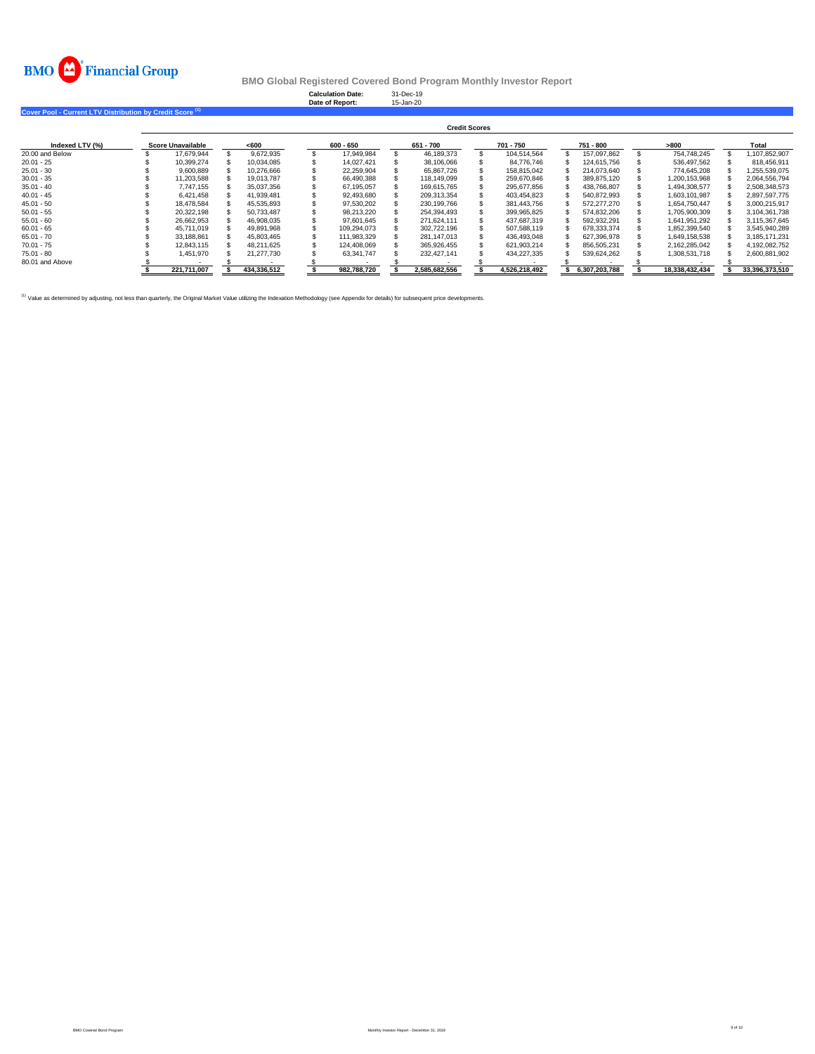BMO Financial Group

# BMO Global Registered Covered Bond Program Monthly Investor Report

**Calculation Date:** 31-Dec-19
**Date of Report:** 15-Jan-20

## Cover Pool - Current LTV Distribution by Credit Score [1]

| | Credit Scores | | | | | | | |
|---|---|---|---|---|---|---|---|---|
| **Indexed LTV (%)** | **Score Unavailable** | **<600** | **600 - 650** | **651 - 700** | **701 - 750** | **751 - 800** | **>800** | **Total** |
| 20.00 and Below | $ 17,679,944 | $ 9,672,935 | $ 17,949,984 | $ 46,189,373 | $ 104,514,564 | $ 157,097,862 | $ 754,748,245 | $ 1,107,852,907 |
| 20.01 - 25 | $ 10,399,274 | $ 10,034,085 | $ 14,027,421 | $ 38,106,066 | $ 84,776,746 | $ 124,615,756 | $ 536,497,562 | $ 818,456,911 |
| 25.01 - 30 | $ 9,600,889 | $ 10,276,666 | $ 22,259,904 | $ 65,867,726 | $ 158,815,042 | $ 214,073,640 | $ 774,645,208 | $ 1,255,539,075 |
| 30.01 - 35 | $ 11,203,588 | $ 19,013,787 | $ 66,490,388 | $ 118,149,099 | $ 259,670,846 | $ 389,875,120 | $ 1,200,153,968 | $ 2,064,556,794 |
| 35.01 - 40 | $ 7,747,155 | $ 35,037,356 | $ 67,195,057 | $ 169,615,765 | $ 295,677,856 | $ 438,766,807 | $ 1,494,308,577 | $ 2,508,348,573 |
| 40.01 - 45 | $ 6,421,458 | $ 41,939,481 | $ 92,493,680 | $ 209,313,354 | $ 403,454,823 | $ 540,872,993 | $ 1,603,101,987 | $ 2,897,597,775 |
| 45.01 - 50 | $ 18,478,584 | $ 45,535,893 | $ 97,530,202 | $ 230,199,766 | $ 381,443,756 | $ 572,277,270 | $ 1,654,750,447 | $ 3,000,215,917 |
| 50.01 - 55 | $ 20,322,198 | $ 50,733,487 | $ 98,213,220 | $ 254,394,493 | $ 399,965,825 | $ 574,832,206 | $ 1,705,900,309 | $ 3,104,361,738 |
| 55.01 - 60 | $ 26,662,953 | $ 46,908,035 | $ 97,601,645 | $ 271,624,111 | $ 437,687,319 | $ 592,932,291 | $ 1,641,951,292 | $ 3,115,367,645 |
| 60.01 - 65 | $ 45,711,019 | $ 49,891,968 | $ 109,294,073 | $ 302,722,196 | $ 507,588,119 | $ 678,333,374 | $ 1,852,399,540 | $ 3,545,940,289 |
| 65.01 - 70 | $ 33,188,861 | $ 45,803,465 | $ 111,983,329 | $ 281,147,013 | $ 436,493,048 | $ 627,396,978 | $ 1,649,158,538 | $ 3,185,171,231 |
| 70.01 - 75 | $ 12,843,115 | $ 48,211,625 | $ 124,408,069 | $ 365,926,455 | $ 621,903,214 | $ 856,505,231 | $ 2,162,285,042 | $ 4,192,082,752 |
| 75.01 - 80 | $ 1,451,970 | $ 21,277,730 | $ 63,341,747 | $ 232,427,141 | $ 434,227,335 | $ 539,624,262 | $ 1,308,531,718 | $ 2,600,881,902 |
| 80.01 and Above | $ - | $ - | $ - | $ - | $ - | $ - | $ - | $ - |
| | **$ 221,711,007** | **$ 434,336,512** | **$ 982,788,720** | **$ 2,585,682,556** | **$ 4,526,218,492** | **$ 6,307,203,788** | **$ 18,338,432,434** | **$ 33,396,373,510** |

[1] Value as determined by adjusting, not less than quarterly, the Original Market Value utilizing the Indexation Methodology (see Appendix for details) for subsequent price developments.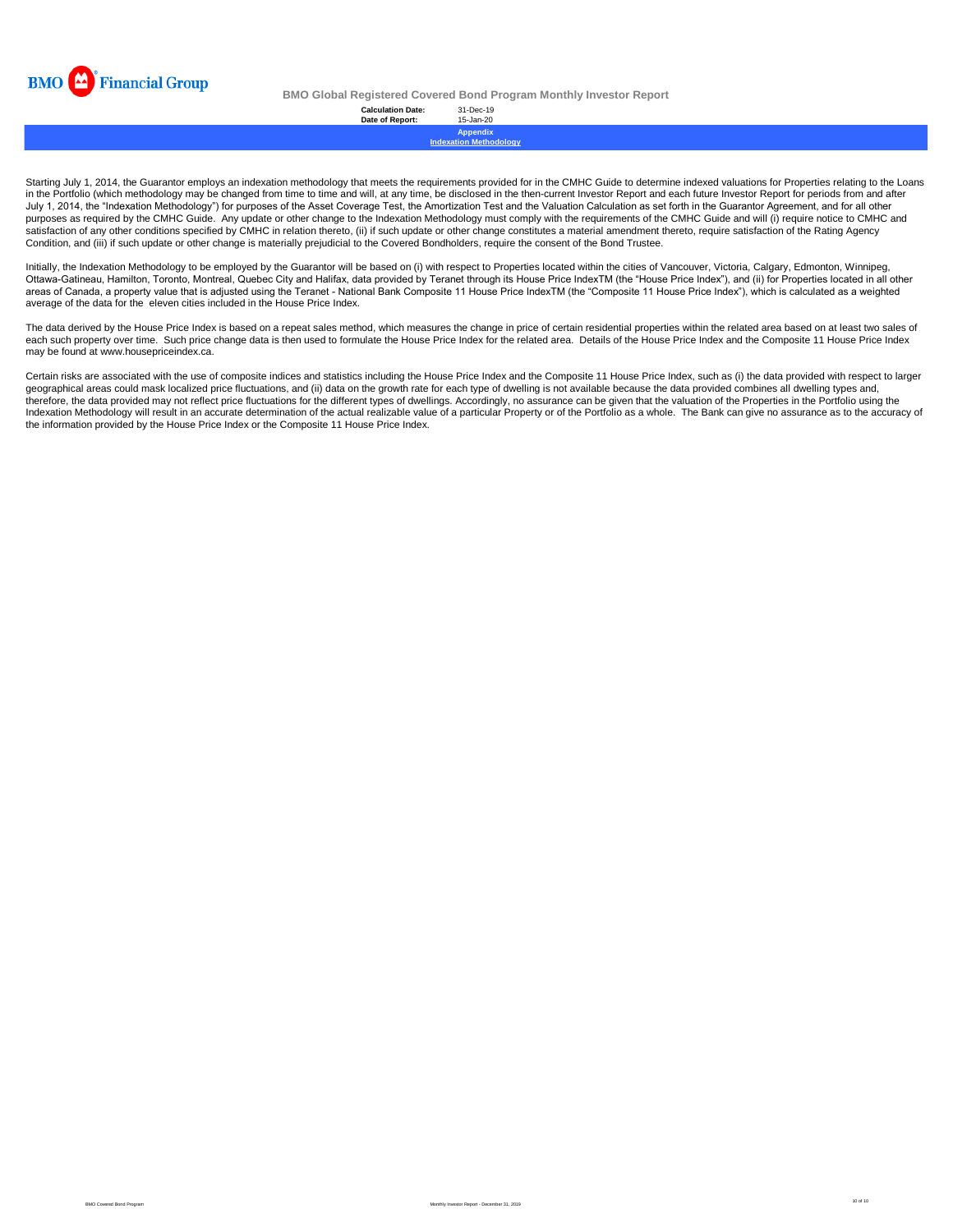BMO Financial Group

**BMO Global Registered Covered Bond Program Monthly Investor Report**

**Calculation Date:** 31-Dec-19
**Date of Report:** 15-Jan-20

## Appendix
### Indexation Methodology

Starting July 1, 2014, the Guarantor employs an indexation methodology that meets the requirements provided for in the CMHC Guide to determine indexed valuations for Properties relating to the Loans in the Portfolio (which methodology may be changed from time to time and will, at any time, be disclosed in the then-current Investor Report and each future Investor Report for periods from and after July 1, 2014, the "Indexation Methodology") for purposes of the Asset Coverage Test, the Amortization Test and the Valuation Calculation as set forth in the Guarantor Agreement, and for all other purposes as required by the CMHC Guide. Any update or other change to the Indexation Methodology must comply with the requirements of the CMHC Guide and will (i) require notice to CMHC and satisfaction of any other conditions specified by CMHC in relation thereto, (ii) if such update or other change constitutes a material amendment thereto, require satisfaction of the Rating Agency Condition, and (iii) if such update or other change is materially prejudicial to the Covered Bondholders, require the consent of the Bond Trustee.

Initially, the Indexation Methodology to be employed by the Guarantor will be based on (i) with respect to Properties located within the cities of Vancouver, Victoria, Calgary, Edmonton, Winnipeg, Ottawa-Gatineau, Hamilton, Toronto, Montreal, Quebec City and Halifax, data provided by Teranet through its House Price IndexTM (the "House Price Index"), and (ii) for Properties located in all other areas of Canada, a property value that is adjusted using the Teranet - National Bank Composite 11 House Price IndexTM (the "Composite 11 House Price Index"), which is calculated as a weighted average of the data for the eleven cities included in the House Price Index.

The data derived by the House Price Index is based on a repeat sales method, which measures the change in price of certain residential properties within the related area based on at least two sales of each such property over time. Such price change data is then used to formulate the House Price Index for the related area. Details of the House Price Index and the Composite 11 House Price Index may be found at www.housepriceindex.ca.

Certain risks are associated with the use of composite indices and statistics including the House Price Index and the Composite 11 House Price Index, such as (i) the data provided with respect to larger geographical areas could mask localized price fluctuations, and (ii) data on the growth rate for each type of dwelling is not available because the data provided combines all dwelling types and, therefore, the data provided may not reflect price fluctuations for the different types of dwellings. Accordingly, no assurance can be given that the valuation of the Properties in the Portfolio using the Indexation Methodology will result in an accurate determination of the actual realizable value of a particular Property or of the Portfolio as a whole. The Bank can give no assurance as to the accuracy of the information provided by the House Price Index or the Composite 11 House Price Index.